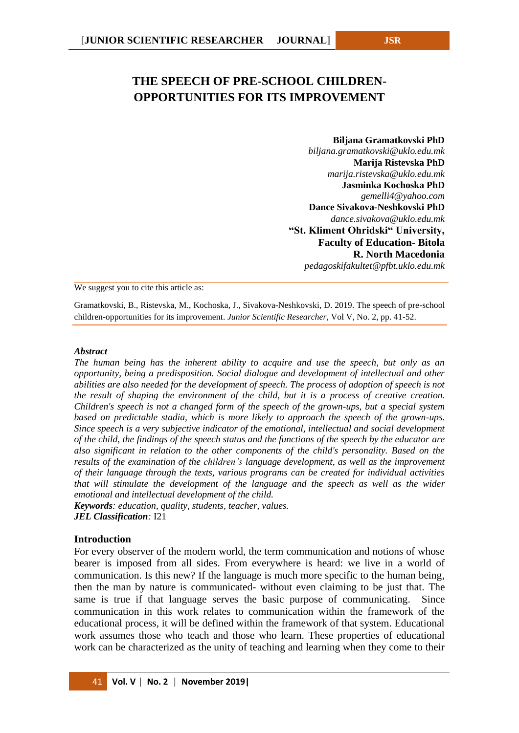# THE SPEECH OF PRE-SCHOOL CHILDREN-OPPORTUNITIES FOR ITS IMPROVEMENT

**Biljana Gramatkovski PhD**
*biljana.gramatkovski@uklo.edu.mk*
**Marija Ristevska PhD**
*marija.ristevska@uklo.edu.mk*
**Jasminka Kochoska PhD**
*gemelli4@yahoo.com*
**Dance Sivakova-Neshkovski PhD**
*dance.sivakova@uklo.edu.mk*
**"St. Kliment Ohridski" University,**
**Faculty of Education- Bitola**
**R. North Macedonia**
*pedagoskifakultet@pfbt.uklo.edu.mk*

We suggest you to cite this article as:

Gramatkovski, B., Ristevska, M., Kochoska, J., Sivakova-Neshkovski, D. 2019. The speech of pre-school children-opportunities for its improvement. *Junior Scientific Researcher*, Vol V, No. 2, pp. 41-52.

***Abstract***

*The human being has the inherent ability to acquire and use the speech, but only as an opportunity, being a predisposition. Social dialogue and development of intellectual and other abilities are also needed for the development of speech. The process of adoption of speech is not the result of shaping the environment of the child, but it is a process of creative creation. Children's speech is not a changed form of the speech of the grown-ups, but a special system based on predictable stadia, which is more likely to approach the speech of the grown-ups. Since speech is a very subjective indicator of the emotional, intellectual and social development of the child, the findings of the speech status and the functions of the speech by the educator are also significant in relation to the other components of the child's personality. Based on the results of the examination of the children's language development, as well as the improvement of their language through the texts, various programs can be created for individual activities that will stimulate the development of the language and the speech as well as the wider emotional and intellectual development of the child.*

***Keywords****: education, quality, students, teacher, values.*

***JEL Classification****:* I21

## Introduction

For every observer of the modern world, the term communication and notions of whose bearer is imposed from all sides. From everywhere is heard: we live in a world of communication. Is this new? If the language is much more specific to the human being, then the man by nature is communicated- without even claiming to be just that. The same is true if that language serves the basic purpose of communicating. Since communication in this work relates to communication within the framework of the educational process, it will be defined within the framework of that system. Educational work assumes those who teach and those who learn. These properties of educational work can be characterized as the unity of teaching and learning when they come to their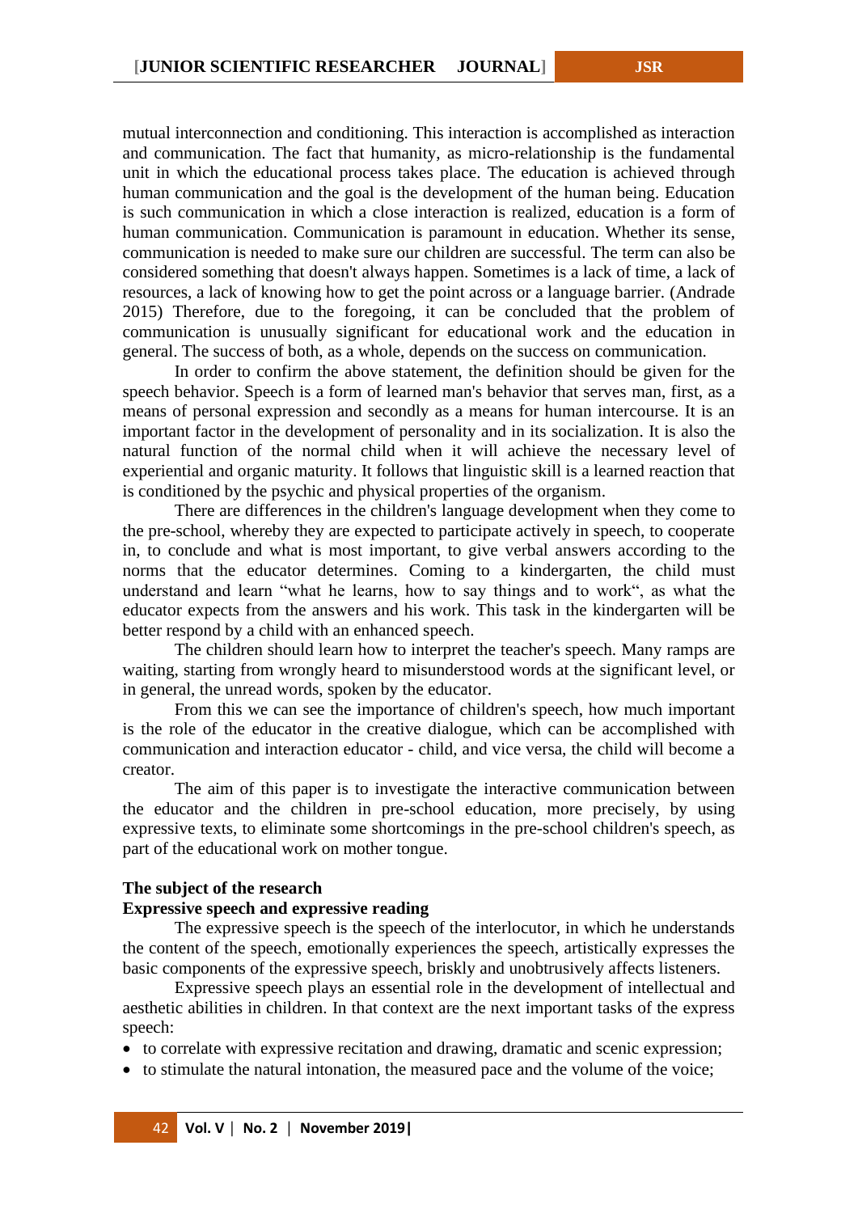mutual interconnection and conditioning. This interaction is accomplished as interaction and communication. The fact that humanity, as micro-relationship is the fundamental unit in which the educational process takes place. The education is achieved through human communication and the goal is the development of the human being. Education is such communication in which a close interaction is realized, education is a form of human communication. Communication is paramount in education. Whether its sense, communication is needed to make sure our children are successful. The term can also be considered something that doesn't always happen. Sometimes is a lack of time, a lack of resources, a lack of knowing how to get the point across or a language barrier. (Andrade 2015) Therefore, due to the foregoing, it can be concluded that the problem of communication is unusually significant for educational work and the education in general. The success of both, as a whole, depends on the success on communication.

In order to confirm the above statement, the definition should be given for the speech behavior. Speech is a form of learned man's behavior that serves man, first, as a means of personal expression and secondly as a means for human intercourse. It is an important factor in the development of personality and in its socialization. It is also the natural function of the normal child when it will achieve the necessary level of experiential and organic maturity. It follows that linguistic skill is a learned reaction that is conditioned by the psychic and physical properties of the organism.

There are differences in the children's language development when they come to the pre-school, whereby they are expected to participate actively in speech, to cooperate in, to conclude and what is most important, to give verbal answers according to the norms that the educator determines. Coming to a kindergarten, the child must understand and learn "what he learns, how to say things and to work", as what the educator expects from the answers and his work. This task in the kindergarten will be better respond by a child with an enhanced speech.

The children should learn how to interpret the teacher's speech. Many ramps are waiting, starting from wrongly heard to misunderstood words at the significant level, or in general, the unread words, spoken by the educator.

From this we can see the importance of children's speech, how much important is the role of the educator in the creative dialogue, which can be accomplished with communication and interaction educator - child, and vice versa, the child will become a creator.

The aim of this paper is to investigate the interactive communication between the educator and the children in pre-school education, more precisely, by using expressive texts, to eliminate some shortcomings in the pre-school children's speech, as part of the educational work on mother tongue.

## The subject of the research

### Expressive speech and expressive reading

The expressive speech is the speech of the interlocutor, in which he understands the content of the speech, emotionally experiences the speech, artistically expresses the basic components of the expressive speech, briskly and unobtrusively affects listeners.

Expressive speech plays an essential role in the development of intellectual and aesthetic abilities in children. In that context are the next important tasks of the express speech:

- to correlate with expressive recitation and drawing, dramatic and scenic expression;
- to stimulate the natural intonation, the measured pace and the volume of the voice;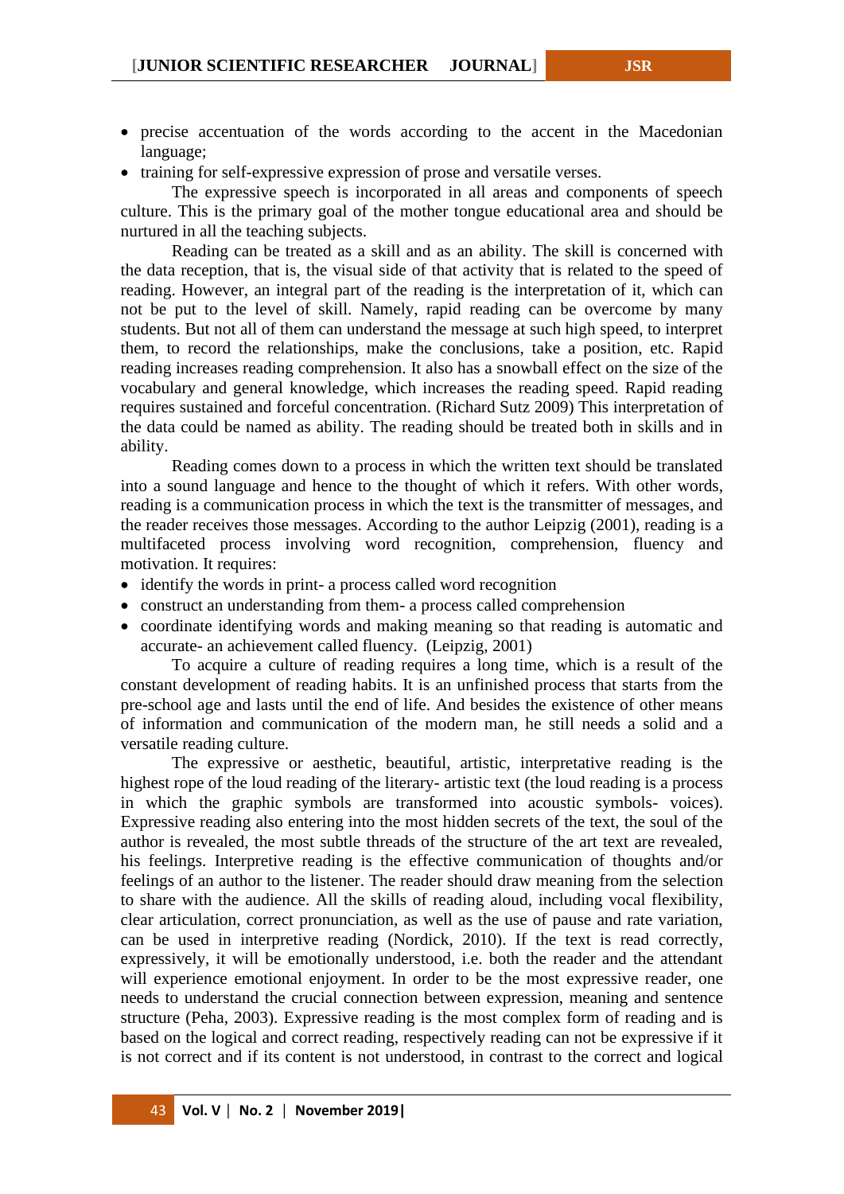- precise accentuation of the words according to the accent in the Macedonian language;
- training for self-expressive expression of prose and versatile verses.

The expressive speech is incorporated in all areas and components of speech culture. This is the primary goal of the mother tongue educational area and should be nurtured in all the teaching subjects.

Reading can be treated as a skill and as an ability. The skill is concerned with the data reception, that is, the visual side of that activity that is related to the speed of reading. However, an integral part of the reading is the interpretation of it, which can not be put to the level of skill. Namely, rapid reading can be overcome by many students. But not all of them can understand the message at such high speed, to interpret them, to record the relationships, make the conclusions, take a position, etc. Rapid reading increases reading comprehension. It also has a snowball effect on the size of the vocabulary and general knowledge, which increases the reading speed. Rapid reading requires sustained and forceful concentration. (Richard Sutz 2009) This interpretation of the data could be named as ability. The reading should be treated both in skills and in ability.

Reading comes down to a process in which the written text should be translated into a sound language and hence to the thought of which it refers. With other words, reading is a communication process in which the text is the transmitter of messages, and the reader receives those messages. According to the author Leipzig (2001), reading is a multifaceted process involving word recognition, comprehension, fluency and motivation. It requires:

- identify the words in print- a process called word recognition
- construct an understanding from them- a process called comprehension
- coordinate identifying words and making meaning so that reading is automatic and accurate- an achievement called fluency. (Leipzig, 2001)

To acquire a culture of reading requires a long time, which is a result of the constant development of reading habits. It is an unfinished process that starts from the pre-school age and lasts until the end of life. And besides the existence of other means of information and communication of the modern man, he still needs a solid and a versatile reading culture.

The expressive or aesthetic, beautiful, artistic, interpretative reading is the highest rope of the loud reading of the literary- artistic text (the loud reading is a process in which the graphic symbols are transformed into acoustic symbols- voices). Expressive reading also entering into the most hidden secrets of the text, the soul of the author is revealed, the most subtle threads of the structure of the art text are revealed, his feelings. Interpretive reading is the effective communication of thoughts and/or feelings of an author to the listener. The reader should draw meaning from the selection to share with the audience. All the skills of reading aloud, including vocal flexibility, clear articulation, correct pronunciation, as well as the use of pause and rate variation, can be used in interpretive reading (Nordick, 2010). If the text is read correctly, expressively, it will be emotionally understood, i.e. both the reader and the attendant will experience emotional enjoyment. In order to be the most expressive reader, one needs to understand the crucial connection between expression, meaning and sentence structure (Peha, 2003). Expressive reading is the most complex form of reading and is based on the logical and correct reading, respectively reading can not be expressive if it is not correct and if its content is not understood, in contrast to the correct and logical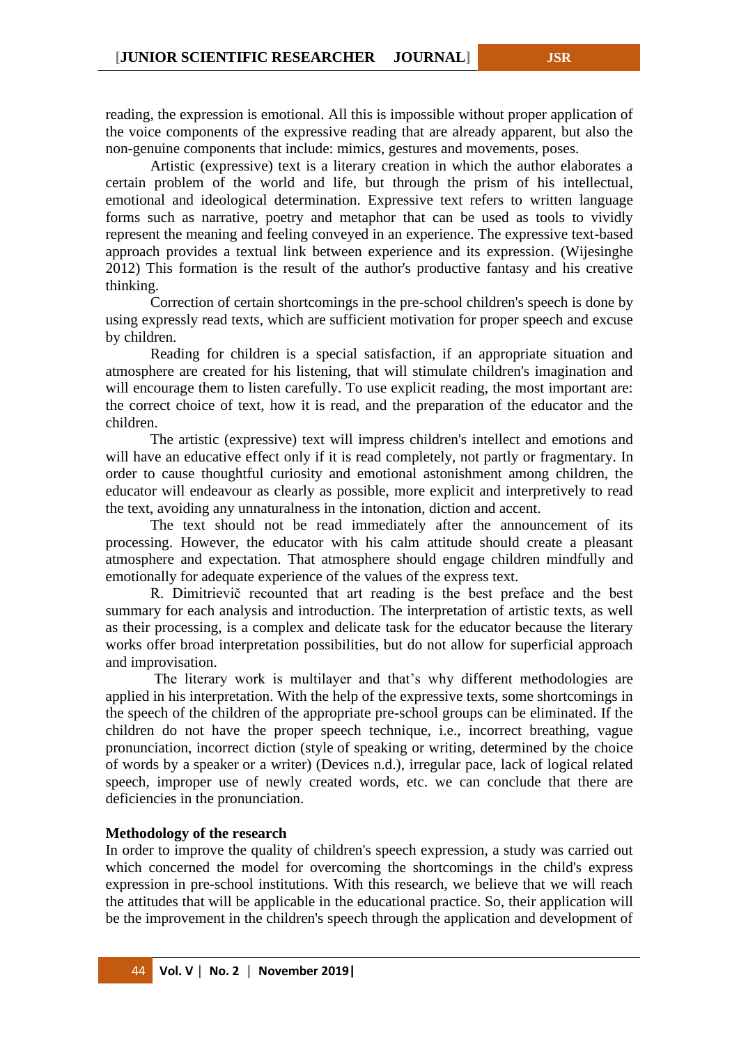reading, the expression is emotional. All this is impossible without proper application of the voice components of the expressive reading that are already apparent, but also the non-genuine components that include: mimics, gestures and movements, poses.

Artistic (expressive) text is a literary creation in which the author elaborates a certain problem of the world and life, but through the prism of his intellectual, emotional and ideological determination. Expressive text refers to written language forms such as narrative, poetry and metaphor that can be used as tools to vividly represent the meaning and feeling conveyed in an experience. The expressive text-based approach provides a textual link between experience and its expression. (Wijesinghe 2012) This formation is the result of the author's productive fantasy and his creative thinking.

Correction of certain shortcomings in the pre-school children's speech is done by using expressly read texts, which are sufficient motivation for proper speech and excuse by children.

Reading for children is a special satisfaction, if an appropriate situation and atmosphere are created for his listening, that will stimulate children's imagination and will encourage them to listen carefully. To use explicit reading, the most important are: the correct choice of text, how it is read, and the preparation of the educator and the children.

The artistic (expressive) text will impress children's intellect and emotions and will have an educative effect only if it is read completely, not partly or fragmentary. In order to cause thoughtful curiosity and emotional astonishment among children, the educator will endeavour as clearly as possible, more explicit and interpretively to read the text, avoiding any unnaturalness in the intonation, diction and accent.

The text should not be read immediately after the announcement of its processing. However, the educator with his calm attitude should create a pleasant atmosphere and expectation. That atmosphere should engage children mindfully and emotionally for adequate experience of the values of the express text.

R. Dimitrievič recounted that art reading is the best preface and the best summary for each analysis and introduction. The interpretation of artistic texts, as well as their processing, is a complex and delicate task for the educator because the literary works offer broad interpretation possibilities, but do not allow for superficial approach and improvisation.

The literary work is multilayer and that's why different methodologies are applied in his interpretation. With the help of the expressive texts, some shortcomings in the speech of the children of the appropriate pre-school groups can be eliminated. If the children do not have the proper speech technique, i.e., incorrect breathing, vague pronunciation, incorrect diction (style of speaking or writing, determined by the choice of words by a speaker or a writer) (Devices n.d.), irregular pace, lack of logical related speech, improper use of newly created words, etc. we can conclude that there are deficiencies in the pronunciation.

**Methodology of the research**

In order to improve the quality of children's speech expression, a study was carried out which concerned the model for overcoming the shortcomings in the child's express expression in pre-school institutions. With this research, we believe that we will reach the attitudes that will be applicable in the educational practice. So, their application will be the improvement in the children's speech through the application and development of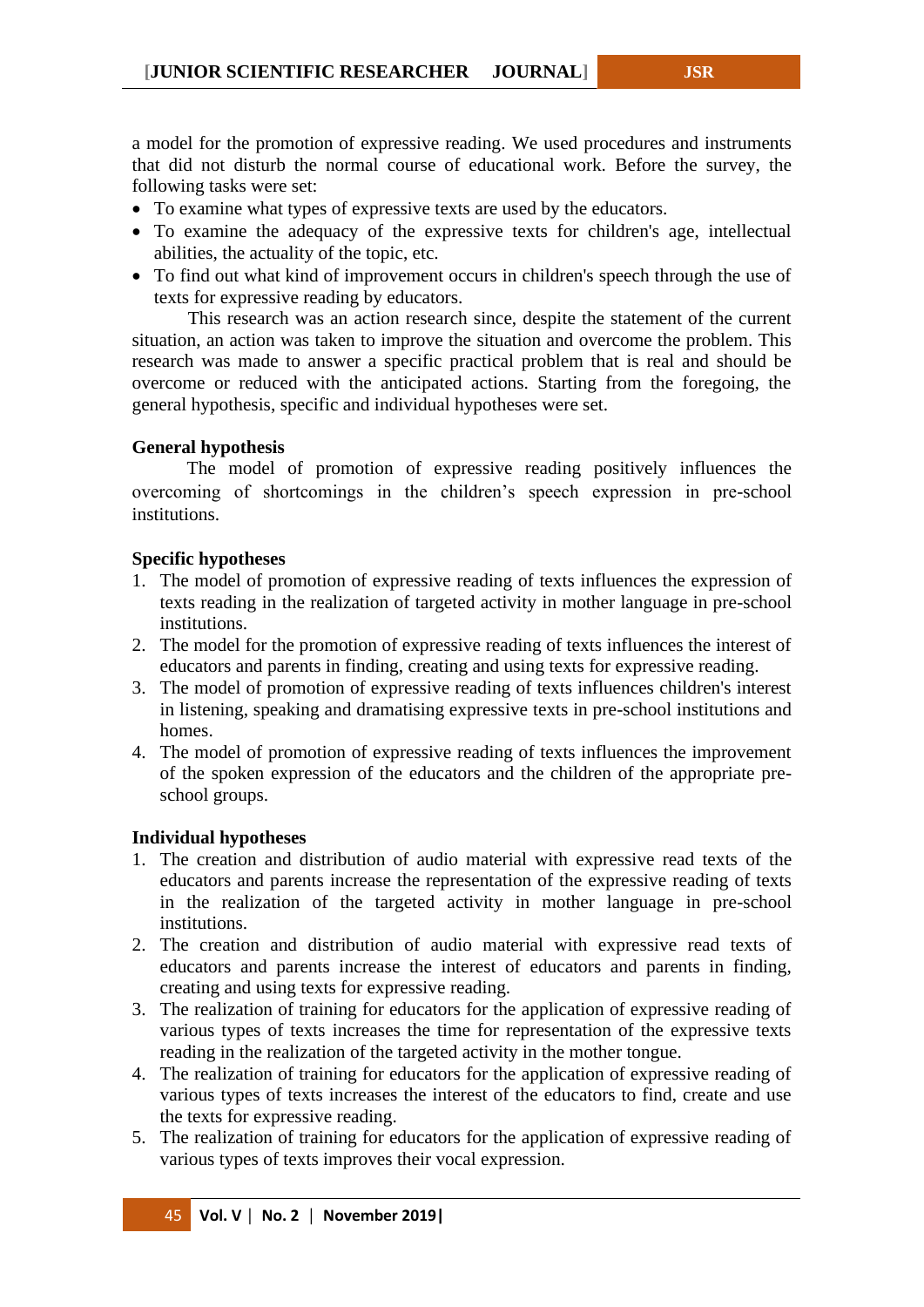a model for the promotion of expressive reading. We used procedures and instruments that did not disturb the normal course of educational work. Before the survey, the following tasks were set:

- To examine what types of expressive texts are used by the educators.
- To examine the adequacy of the expressive texts for children's age, intellectual abilities, the actuality of the topic, etc.
- To find out what kind of improvement occurs in children's speech through the use of texts for expressive reading by educators.

This research was an action research since, despite the statement of the current situation, an action was taken to improve the situation and overcome the problem. This research was made to answer a specific practical problem that is real and should be overcome or reduced with the anticipated actions. Starting from the foregoing, the general hypothesis, specific and individual hypotheses were set.

**General hypothesis**

The model of promotion of expressive reading positively influences the overcoming of shortcomings in the children's speech expression in pre-school institutions.

**Specific hypotheses**

1. The model of promotion of expressive reading of texts influences the expression of texts reading in the realization of targeted activity in mother language in pre-school institutions.
2. The model for the promotion of expressive reading of texts influences the interest of educators and parents in finding, creating and using texts for expressive reading.
3. The model of promotion of expressive reading of texts influences children's interest in listening, speaking and dramatising expressive texts in pre-school institutions and homes.
4. The model of promotion of expressive reading of texts influences the improvement of the spoken expression of the educators and the children of the appropriate pre-school groups.

**Individual hypotheses**

1. The creation and distribution of audio material with expressive read texts of the educators and parents increase the representation of the expressive reading of texts in the realization of the targeted activity in mother language in pre-school institutions.
2. The creation and distribution of audio material with expressive read texts of educators and parents increase the interest of educators and parents in finding, creating and using texts for expressive reading.
3. The realization of training for educators for the application of expressive reading of various types of texts increases the time for representation of the expressive texts reading in the realization of the targeted activity in the mother tongue.
4. The realization of training for educators for the application of expressive reading of various types of texts increases the interest of the educators to find, create and use the texts for expressive reading.
5. The realization of training for educators for the application of expressive reading of various types of texts improves their vocal expression.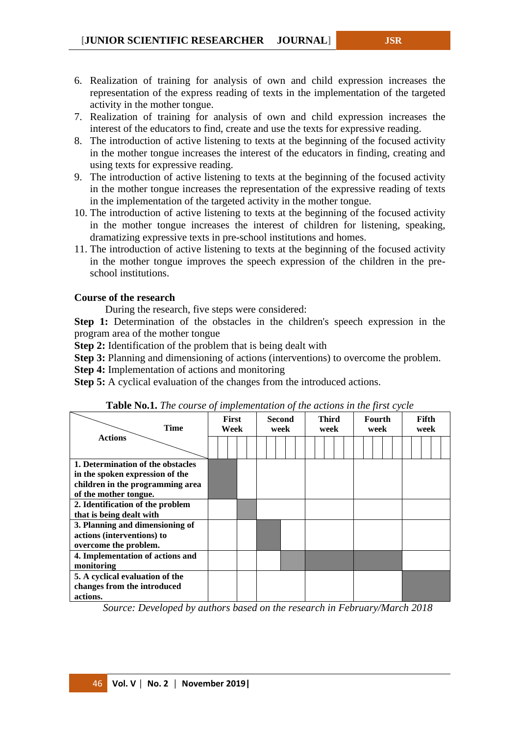6. Realization of training for analysis of own and child expression increases the representation of the express reading of texts in the implementation of the targeted activity in the mother tongue.
7. Realization of training for analysis of own and child expression increases the interest of the educators to find, create and use the texts for expressive reading.
8. The introduction of active listening to texts at the beginning of the focused activity in the mother tongue increases the interest of the educators in finding, creating and using texts for expressive reading.
9. The introduction of active listening to texts at the beginning of the focused activity in the mother tongue increases the representation of the expressive reading of texts in the implementation of the targeted activity in the mother tongue.
10. The introduction of active listening to texts at the beginning of the focused activity in the mother tongue increases the interest of children for listening, speaking, dramatizing expressive texts in pre-school institutions and homes.
11. The introduction of active listening to texts at the beginning of the focused activity in the mother tongue improves the speech expression of the children in the pre-school institutions.

**Course of the research**

During the research, five steps were considered:

**Step 1:** Determination of the obstacles in the children's speech expression in the program area of the mother tongue

**Step 2:** Identification of the problem that is being dealt with

**Step 3:** Planning and dimensioning of actions (interventions) to overcome the problem.

**Step 4:** Implementation of actions and monitoring

**Step 5:** A cyclical evaluation of the changes from the introduced actions.

**Table No.1.** *The course of implementation of the actions in the first cycle*

| Actions \ Time | First Week | Second week | Third week | Fourth week | Fifth week |
|---|---|---|---|---|---|
| **1. Determination of the obstacles in the spoken expression of the children in the programming area of the mother tongue.** | ■ | | | | |
| **2. Identification of the problem that is being dealt with** | ■ | | | | |
| **3. Planning and dimensioning of actions (interventions) to overcome the problem.** | | ■ | | | |
| **4. Implementation of actions and monitoring** | | ■ | ■ | ■ | |
| **5. A cyclical evaluation of the changes from the introduced actions.** | | | | | ■ |

*Source: Developed by authors based on the research in February/March 2018*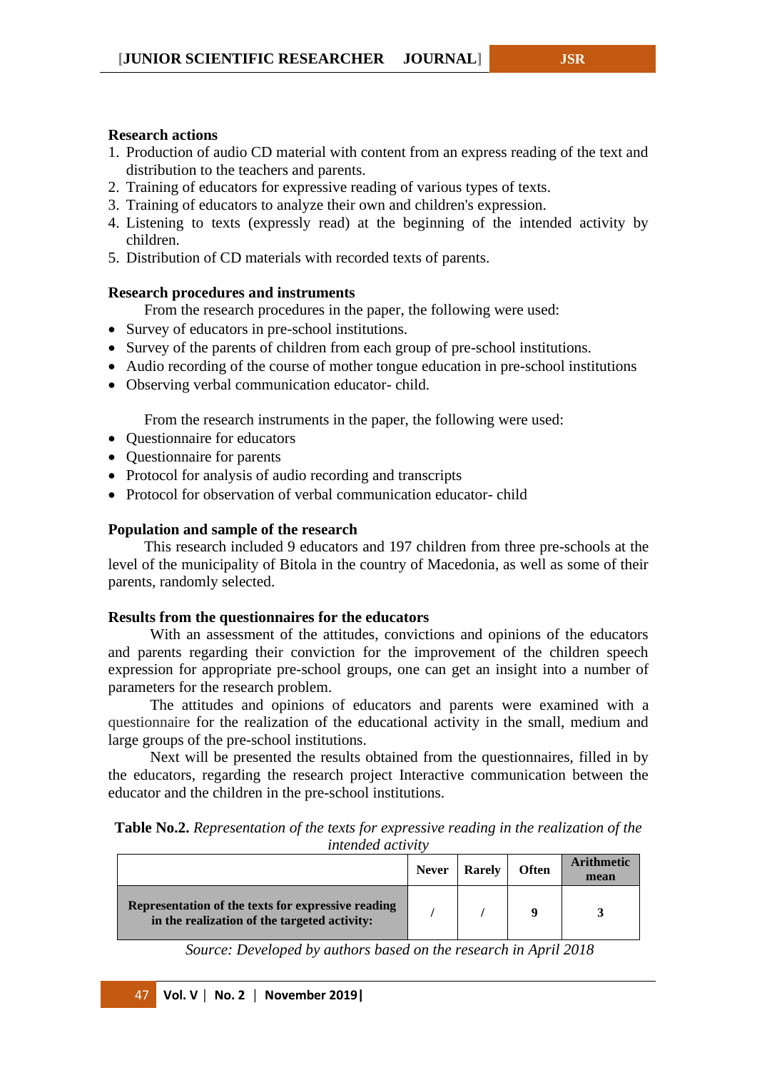**Research actions**

1. Production of audio CD material with content from an express reading of the text and distribution to the teachers and parents.
2. Training of educators for expressive reading of various types of texts.
3. Training of educators to analyze their own and children's expression.
4. Listening to texts (expressly read) at the beginning of the intended activity by children.
5. Distribution of CD materials with recorded texts of parents.

**Research procedures and instruments**

From the research procedures in the paper, the following were used:

- Survey of educators in pre-school institutions.
- Survey of the parents of children from each group of pre-school institutions.
- Audio recording of the course of mother tongue education in pre-school institutions
- Observing verbal communication educator- child.

From the research instruments in the paper, the following were used:

- Questionnaire for educators
- Questionnaire for parents
- Protocol for analysis of audio recording and transcripts
- Protocol for observation of verbal communication educator- child

**Population and sample of the research**

This research included 9 educators and 197 children from three pre-schools at the level of the municipality of Bitola in the country of Macedonia, as well as some of their parents, randomly selected.

**Results from the questionnaires for the educators**

With an assessment of the attitudes, convictions and opinions of the educators and parents regarding their conviction for the improvement of the children speech expression for appropriate pre-school groups, one can get an insight into a number of parameters for the research problem.

The attitudes and opinions of educators and parents were examined with a questionnaire for the realization of the educational activity in the small, medium and large groups of the pre-school institutions.

Next will be presented the results obtained from the questionnaires, filled in by the educators, regarding the research project Interactive communication between the educator and the children in the pre-school institutions.

**Table No.2.** *Representation of the texts for expressive reading in the realization of the intended activity*

| | Never | Rarely | Often | Arithmetic mean |
|---|---|---|---|---|
| **Representation of the texts for expressive reading in the realization of the targeted activity:** | / | / | 9 | 3 |

*Source: Developed by authors based on the research in April 2018*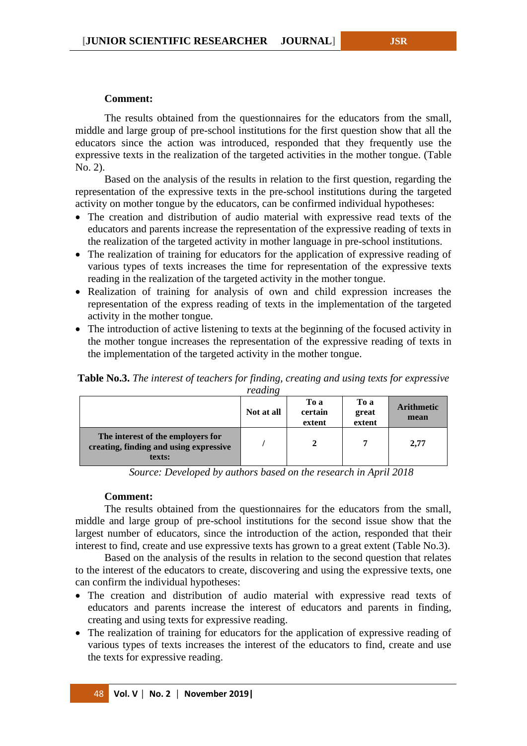**Comment:**

The results obtained from the questionnaires for the educators from the small, middle and large group of pre-school institutions for the first question show that all the educators since the action was introduced, responded that they frequently use the expressive texts in the realization of the targeted activities in the mother tongue. (Table No. 2).

Based on the analysis of the results in relation to the first question, regarding the representation of the expressive texts in the pre-school institutions during the targeted activity on mother tongue by the educators, can be confirmed individual hypotheses:

- The creation and distribution of audio material with expressive read texts of the educators and parents increase the representation of the expressive reading of texts in the realization of the targeted activity in mother language in pre-school institutions.
- The realization of training for educators for the application of expressive reading of various types of texts increases the time for representation of the expressive texts reading in the realization of the targeted activity in the mother tongue.
- Realization of training for analysis of own and child expression increases the representation of the express reading of texts in the implementation of the targeted activity in the mother tongue.
- The introduction of active listening to texts at the beginning of the focused activity in the mother tongue increases the representation of the expressive reading of texts in the implementation of the targeted activity in the mother tongue.

**Table No.3.** *The interest of teachers for finding, creating and using texts for expressive reading*

| | Not at all | To a certain extent | To a great extent | Arithmetic mean |
|---|---|---|---|---|
| **The interest of the employers for creating, finding and using expressive texts:** | / | 2 | 7 | 2,77 |

*Source: Developed by authors based on the research in April 2018*

**Comment:**

The results obtained from the questionnaires for the educators from the small, middle and large group of pre-school institutions for the second issue show that the largest number of educators, since the introduction of the action, responded that their interest to find, create and use expressive texts has grown to a great extent (Table No.3).

Based on the analysis of the results in relation to the second question that relates to the interest of the educators to create, discovering and using the expressive texts, one can confirm the individual hypotheses:

- The creation and distribution of audio material with expressive read texts of educators and parents increase the interest of educators and parents in finding, creating and using texts for expressive reading.
- The realization of training for educators for the application of expressive reading of various types of texts increases the interest of the educators to find, create and use the texts for expressive reading.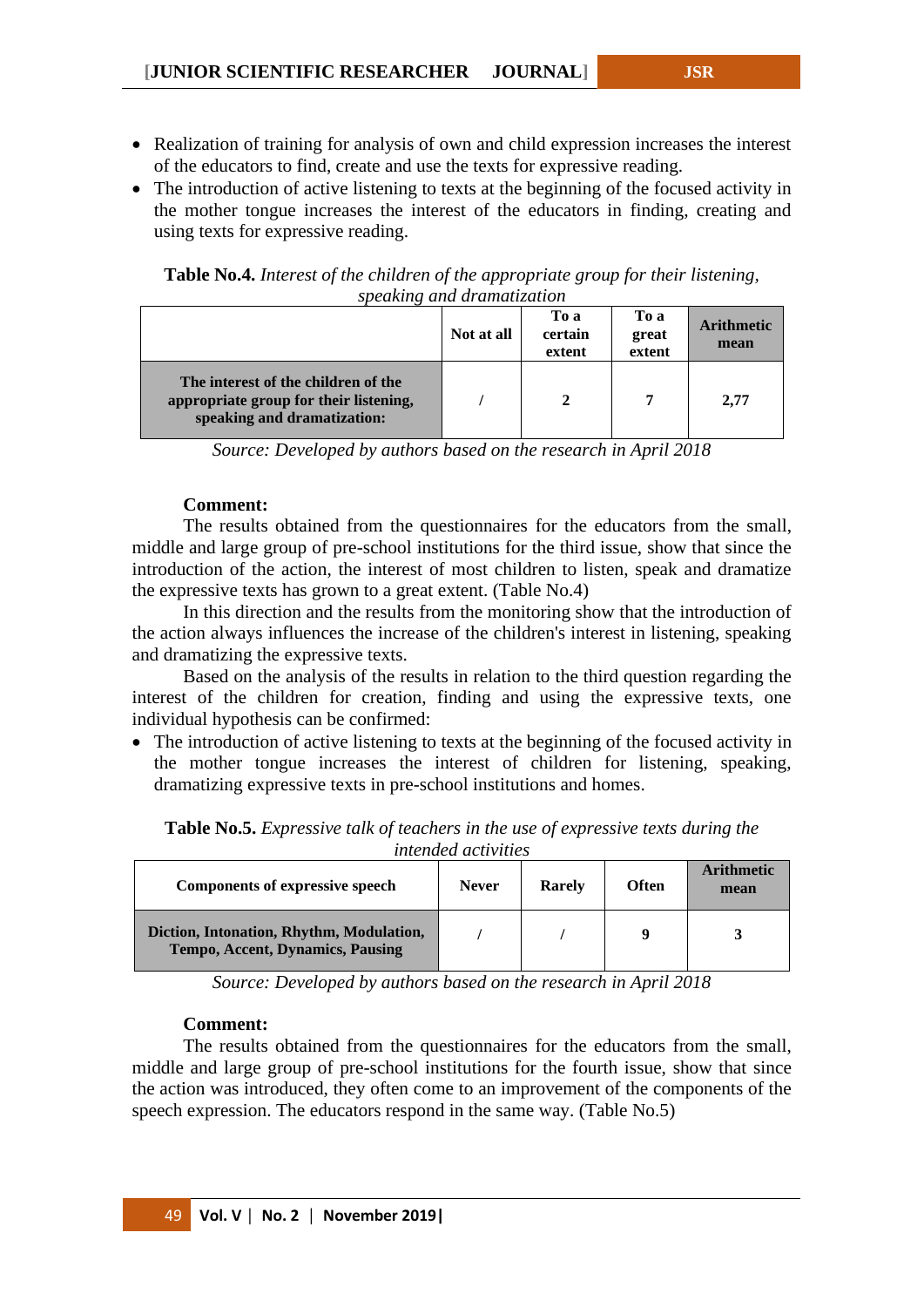- Realization of training for analysis of own and child expression increases the interest of the educators to find, create and use the texts for expressive reading.
- The introduction of active listening to texts at the beginning of the focused activity in the mother tongue increases the interest of the educators in finding, creating and using texts for expressive reading.

**Table No.4.** *Interest of the children of the appropriate group for their listening, speaking and dramatization*

| | Not at all | To a certain extent | To a great extent | Arithmetic mean |
|---|---|---|---|---|
| **The interest of the children of the appropriate group for their listening, speaking and dramatization:** | / | 2 | 7 | 2,77 |

*Source: Developed by authors based on the research in April 2018*

**Comment:**

The results obtained from the questionnaires for the educators from the small, middle and large group of pre-school institutions for the third issue, show that since the introduction of the action, the interest of most children to listen, speak and dramatize the expressive texts has grown to a great extent. (Table No.4)

In this direction and the results from the monitoring show that the introduction of the action always influences the increase of the children's interest in listening, speaking and dramatizing the expressive texts.

Based on the analysis of the results in relation to the third question regarding the interest of the children for creation, finding and using the expressive texts, one individual hypothesis can be confirmed:

- The introduction of active listening to texts at the beginning of the focused activity in the mother tongue increases the interest of children for listening, speaking, dramatizing expressive texts in pre-school institutions and homes.

**Table No.5.** *Expressive talk of teachers in the use of expressive texts during the intended activities*

| Components of expressive speech | Never | Rarely | Often | Arithmetic mean |
|---|---|---|---|---|
| **Diction, Intonation, Rhythm, Modulation, Tempo, Accent, Dynamics, Pausing** | / | / | 9 | 3 |

*Source: Developed by authors based on the research in April 2018*

**Comment:**

The results obtained from the questionnaires for the educators from the small, middle and large group of pre-school institutions for the fourth issue, show that since the action was introduced, they often come to an improvement of the components of the speech expression. The educators respond in the same way. (Table No.5)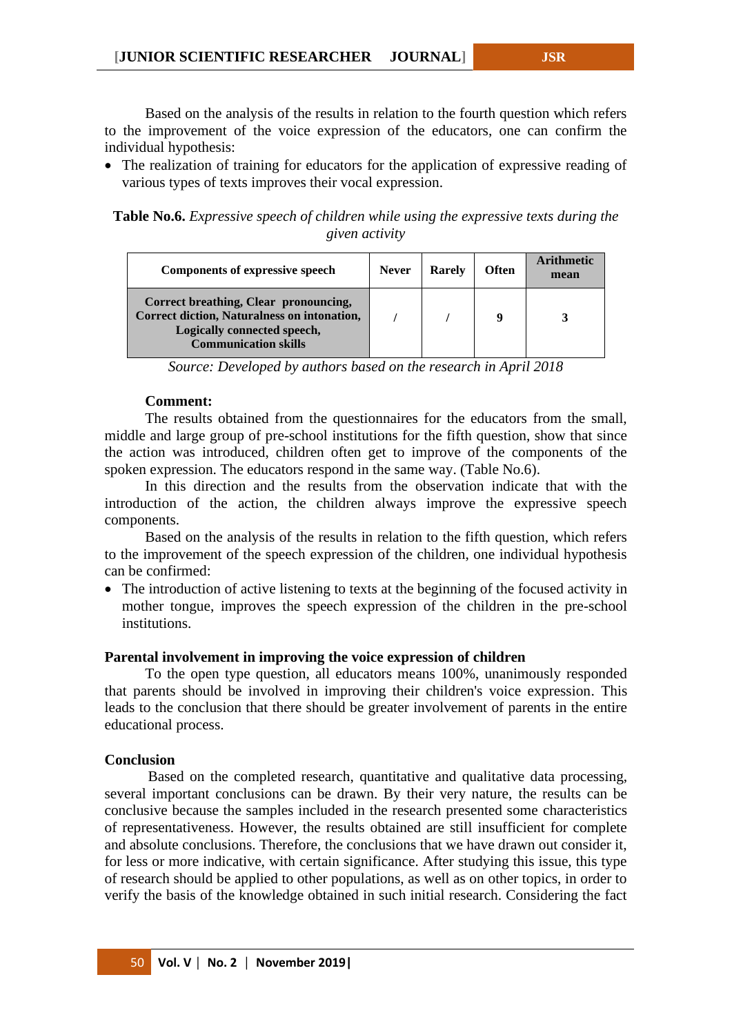Based on the analysis of the results in relation to the fourth question which refers to the improvement of the voice expression of the educators, one can confirm the individual hypothesis:

- The realization of training for educators for the application of expressive reading of various types of texts improves their vocal expression.

**Table No.6.** *Expressive speech of children while using the expressive texts during the given activity*

| Components of expressive speech | Never | Rarely | Often | Arithmetic mean |
|---|---|---|---|---|
| Correct breathing, Clear pronouncing, Correct diction, Naturalness on intonation, Logically connected speech, Communication skills | / | / | 9 | 3 |

*Source: Developed by authors based on the research in April 2018*

**Comment:**

The results obtained from the questionnaires for the educators from the small, middle and large group of pre-school institutions for the fifth question, show that since the action was introduced, children often get to improve of the components of the spoken expression. The educators respond in the same way. (Table No.6).

In this direction and the results from the observation indicate that with the introduction of the action, the children always improve the expressive speech components.

Based on the analysis of the results in relation to the fifth question, which refers to the improvement of the speech expression of the children, one individual hypothesis can be confirmed:

- The introduction of active listening to texts at the beginning of the focused activity in mother tongue, improves the speech expression of the children in the pre-school institutions.

**Parental involvement in improving the voice expression of children**

To the open type question, all educators means 100%, unanimously responded that parents should be involved in improving their children's voice expression. This leads to the conclusion that there should be greater involvement of parents in the entire educational process.

## Conclusion

Based on the completed research, quantitative and qualitative data processing, several important conclusions can be drawn. By their very nature, the results can be conclusive because the samples included in the research presented some characteristics of representativeness. However, the results obtained are still insufficient for complete and absolute conclusions. Therefore, the conclusions that we have drawn out consider it, for less or more indicative, with certain significance. After studying this issue, this type of research should be applied to other populations, as well as on other topics, in order to verify the basis of the knowledge obtained in such initial research. Considering the fact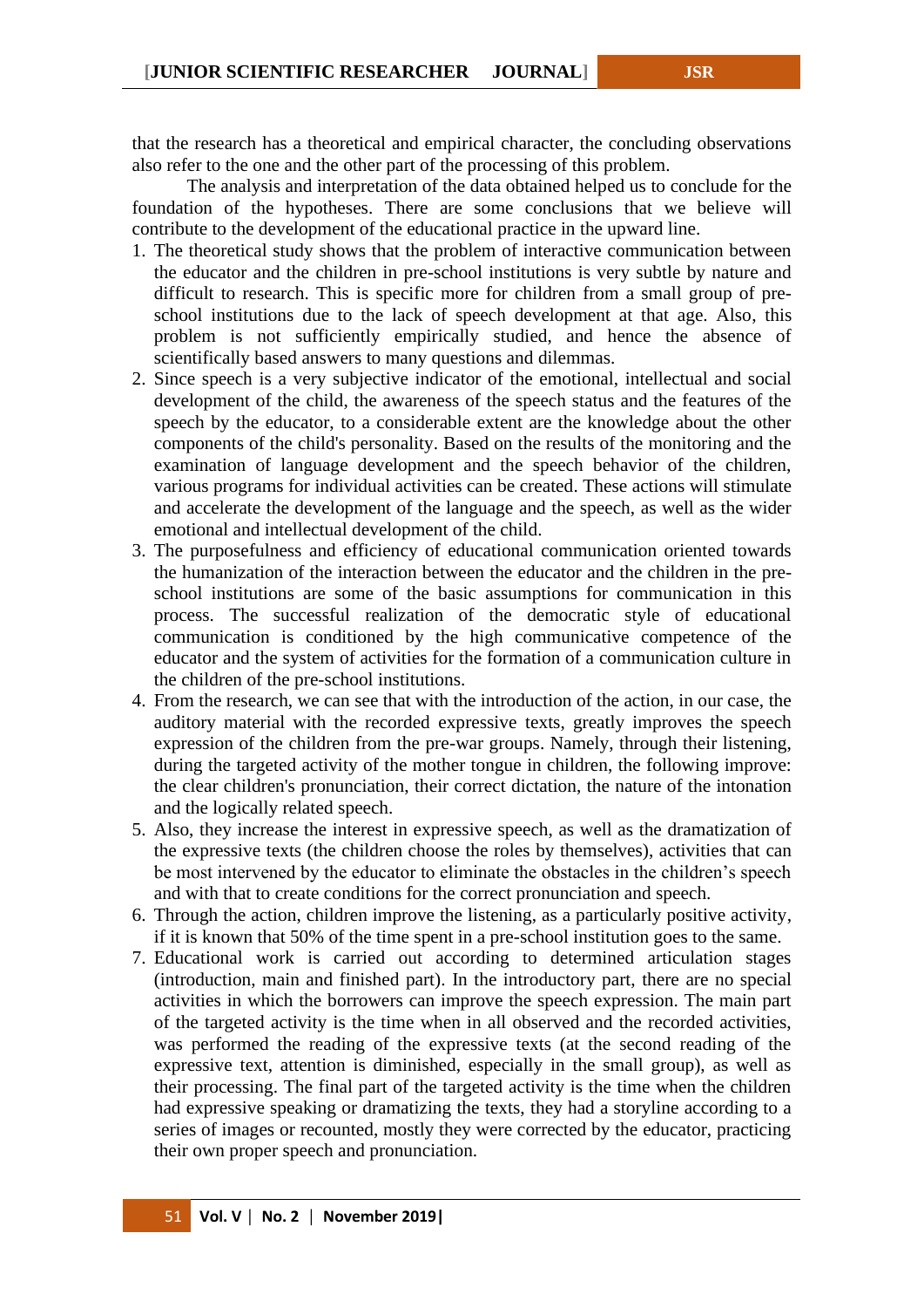that the research has a theoretical and empirical character, the concluding observations also refer to the one and the other part of the processing of this problem.

The analysis and interpretation of the data obtained helped us to conclude for the foundation of the hypotheses. There are some conclusions that we believe will contribute to the development of the educational practice in the upward line.

1. The theoretical study shows that the problem of interactive communication between the educator and the children in pre-school institutions is very subtle by nature and difficult to research. This is specific more for children from a small group of pre-school institutions due to the lack of speech development at that age. Also, this problem is not sufficiently empirically studied, and hence the absence of scientifically based answers to many questions and dilemmas.
2. Since speech is a very subjective indicator of the emotional, intellectual and social development of the child, the awareness of the speech status and the features of the speech by the educator, to a considerable extent are the knowledge about the other components of the child's personality. Based on the results of the monitoring and the examination of language development and the speech behavior of the children, various programs for individual activities can be created. These actions will stimulate and accelerate the development of the language and the speech, as well as the wider emotional and intellectual development of the child.
3. The purposefulness and efficiency of educational communication oriented towards the humanization of the interaction between the educator and the children in the pre-school institutions are some of the basic assumptions for communication in this process. The successful realization of the democratic style of educational communication is conditioned by the high communicative competence of the educator and the system of activities for the formation of a communication culture in the children of the pre-school institutions.
4. From the research, we can see that with the introduction of the action, in our case, the auditory material with the recorded expressive texts, greatly improves the speech expression of the children from the pre-war groups. Namely, through their listening, during the targeted activity of the mother tongue in children, the following improve: the clear children's pronunciation, their correct dictation, the nature of the intonation and the logically related speech.
5. Also, they increase the interest in expressive speech, as well as the dramatization of the expressive texts (the children choose the roles by themselves), activities that can be most intervened by the educator to eliminate the obstacles in the children's speech and with that to create conditions for the correct pronunciation and speech.
6. Through the action, children improve the listening, as a particularly positive activity, if it is known that 50% of the time spent in a pre-school institution goes to the same.
7. Educational work is carried out according to determined articulation stages (introduction, main and finished part). In the introductory part, there are no special activities in which the borrowers can improve the speech expression. The main part of the targeted activity is the time when in all observed and the recorded activities, was performed the reading of the expressive texts (at the second reading of the expressive text, attention is diminished, especially in the small group), as well as their processing. The final part of the targeted activity is the time when the children had expressive speaking or dramatizing the texts, they had a storyline according to a series of images or recounted, mostly they were corrected by the educator, practicing their own proper speech and pronunciation.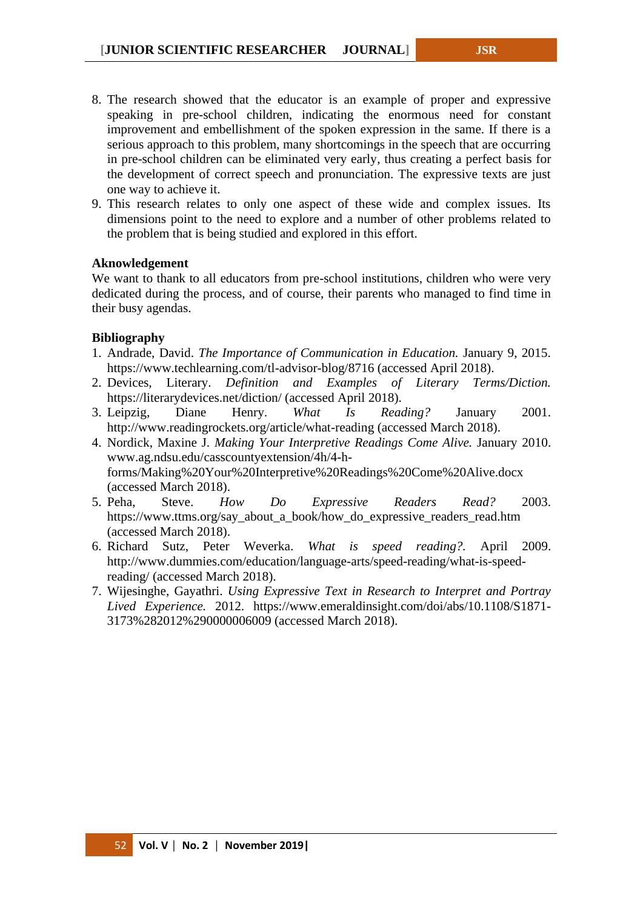8. The research showed that the educator is an example of proper and expressive speaking in pre-school children, indicating the enormous need for constant improvement and embellishment of the spoken expression in the same. If there is a serious approach to this problem, many shortcomings in the speech that are occurring in pre-school children can be eliminated very early, thus creating a perfect basis for the development of correct speech and pronunciation. The expressive texts are just one way to achieve it.
9. This research relates to only one aspect of these wide and complex issues. Its dimensions point to the need to explore and a number of other problems related to the problem that is being studied and explored in this effort.

**Aknowledgement**

We want to thank to all educators from pre-school institutions, children who were very dedicated during the process, and of course, their parents who managed to find time in their busy agendas.

**Bibliography**

1. Andrade, David. *The Importance of Communication in Education.* January 9, 2015. https://www.techlearning.com/tl-advisor-blog/8716 (accessed April 2018).
2. Devices, Literary. *Definition and Examples of Literary Terms/Diction.* https://literarydevices.net/diction/ (accessed April 2018).
3. Leipzig, Diane Henry. *What Is Reading?* January 2001. http://www.readingrockets.org/article/what-reading (accessed March 2018).
4. Nordick, Maxine J. *Making Your Interpretive Readings Come Alive.* January 2010. www.ag.ndsu.edu/casscountyextension/4h/4-h-forms/Making%20Your%20Interpretive%20Readings%20Come%20Alive.docx (accessed March 2018).
5. Peha, Steve. *How Do Expressive Readers Read?* 2003. https://www.ttms.org/say_about_a_book/how_do_expressive_readers_read.htm (accessed March 2018).
6. Richard Sutz, Peter Weverka. *What is speed reading?.* April 2009. http://www.dummies.com/education/language-arts/speed-reading/what-is-speed-reading/ (accessed March 2018).
7. Wijesinghe, Gayathri. *Using Expressive Text in Research to Interpret and Portray Lived Experience.* 2012. https://www.emeraldinsight.com/doi/abs/10.1108/S1871-3173%282012%290000006009 (accessed March 2018).